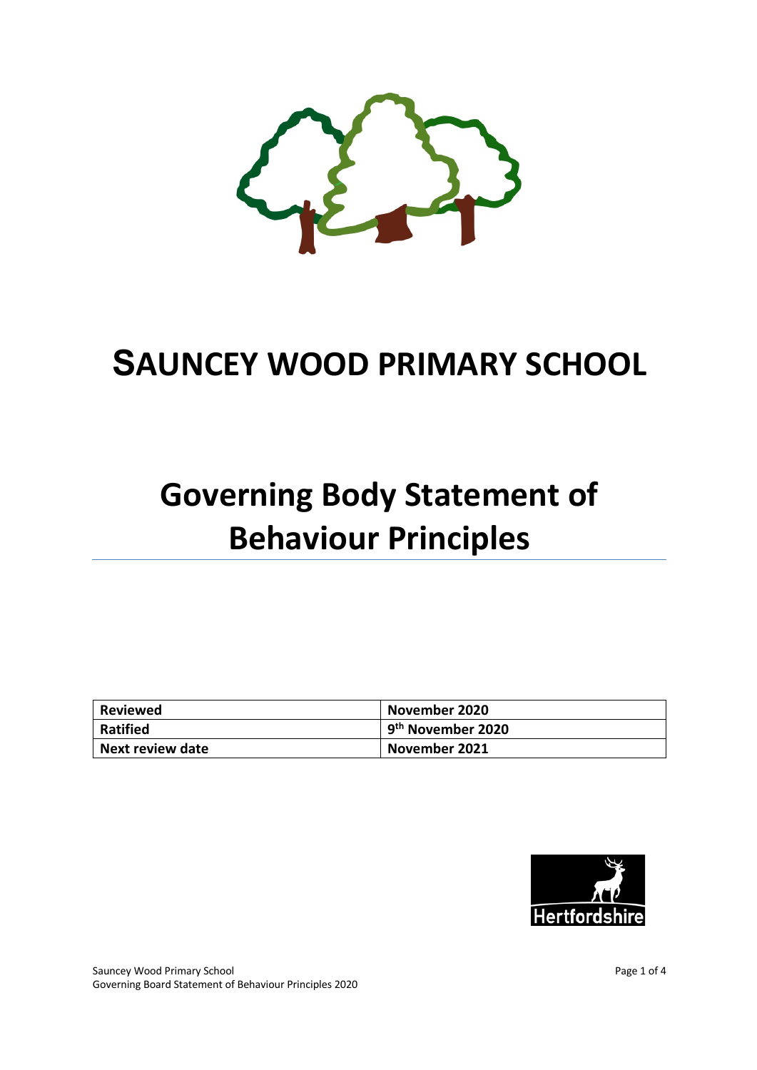# SAUNCEY WOOD PRIMARY SCHOOL

# Governing Body Statement of Behaviour Principles

| Reviewed | November 2020 |
| --- | --- |
| Ratified | 9th November 2020 |
| Next review date | November 2021 |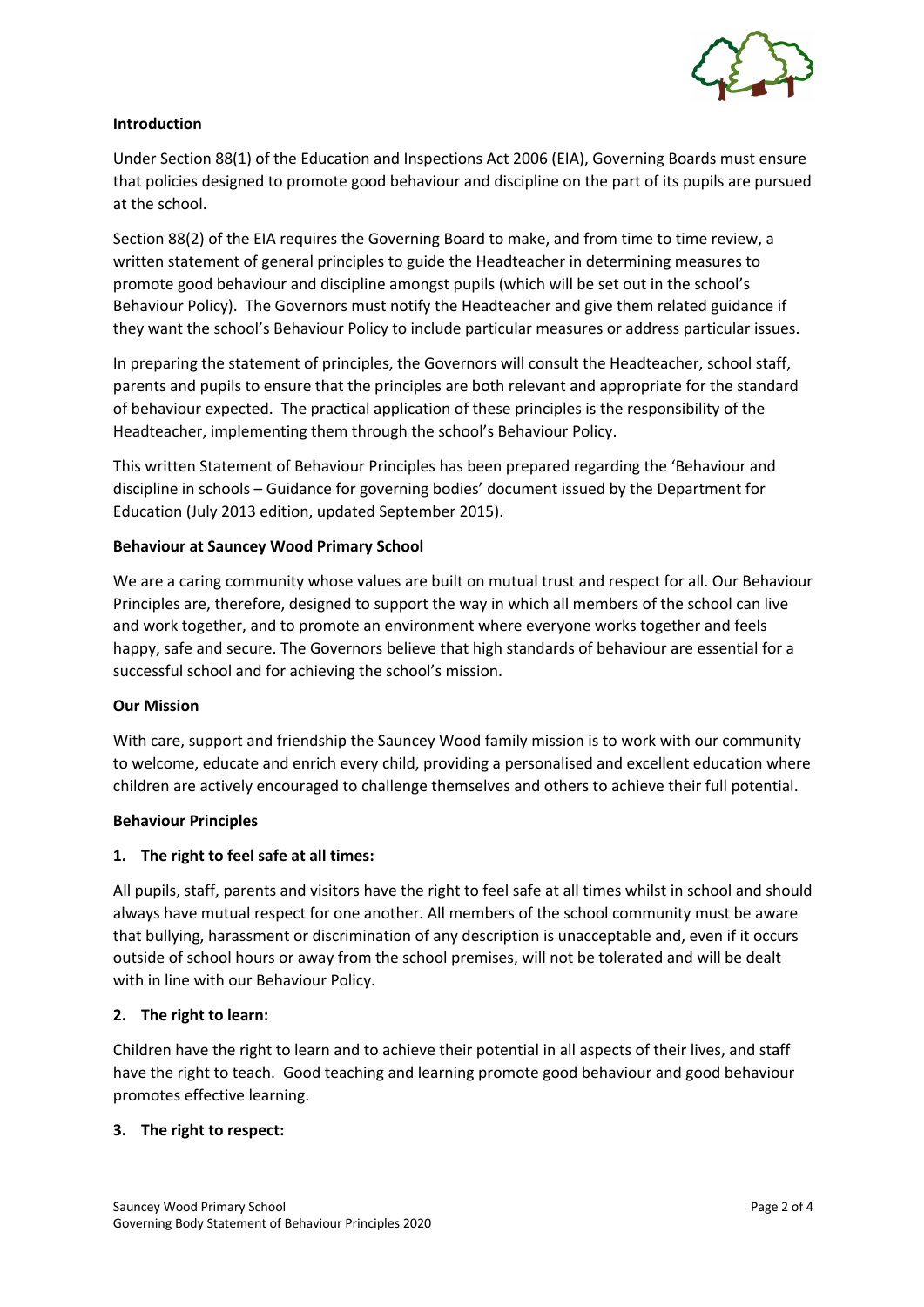## Introduction

Under Section 88(1) of the Education and Inspections Act 2006 (EIA), Governing Boards must ensure that policies designed to promote good behaviour and discipline on the part of its pupils are pursued at the school.

Section 88(2) of the EIA requires the Governing Board to make, and from time to time review, a written statement of general principles to guide the Headteacher in determining measures to promote good behaviour and discipline amongst pupils (which will be set out in the school's Behaviour Policy). The Governors must notify the Headteacher and give them related guidance if they want the school's Behaviour Policy to include particular measures or address particular issues.

In preparing the statement of principles, the Governors will consult the Headteacher, school staff, parents and pupils to ensure that the principles are both relevant and appropriate for the standard of behaviour expected. The practical application of these principles is the responsibility of the Headteacher, implementing them through the school's Behaviour Policy.

This written Statement of Behaviour Principles has been prepared regarding the 'Behaviour and discipline in schools – Guidance for governing bodies' document issued by the Department for Education (July 2013 edition, updated September 2015).

## Behaviour at Sauncey Wood Primary School

We are a caring community whose values are built on mutual trust and respect for all. Our Behaviour Principles are, therefore, designed to support the way in which all members of the school can live and work together, and to promote an environment where everyone works together and feels happy, safe and secure. The Governors believe that high standards of behaviour are essential for a successful school and for achieving the school's mission.

## Our Mission

With care, support and friendship the Sauncey Wood family mission is to work with our community to welcome, educate and enrich every child, providing a personalised and excellent education where children are actively encouraged to challenge themselves and others to achieve their full potential.

## Behaviour Principles

### 1. The right to feel safe at all times:

All pupils, staff, parents and visitors have the right to feel safe at all times whilst in school and should always have mutual respect for one another. All members of the school community must be aware that bullying, harassment or discrimination of any description is unacceptable and, even if it occurs outside of school hours or away from the school premises, will not be tolerated and will be dealt with in line with our Behaviour Policy.

### 2. The right to learn:

Children have the right to learn and to achieve their potential in all aspects of their lives, and staff have the right to teach. Good teaching and learning promote good behaviour and good behaviour promotes effective learning.

### 3. The right to respect: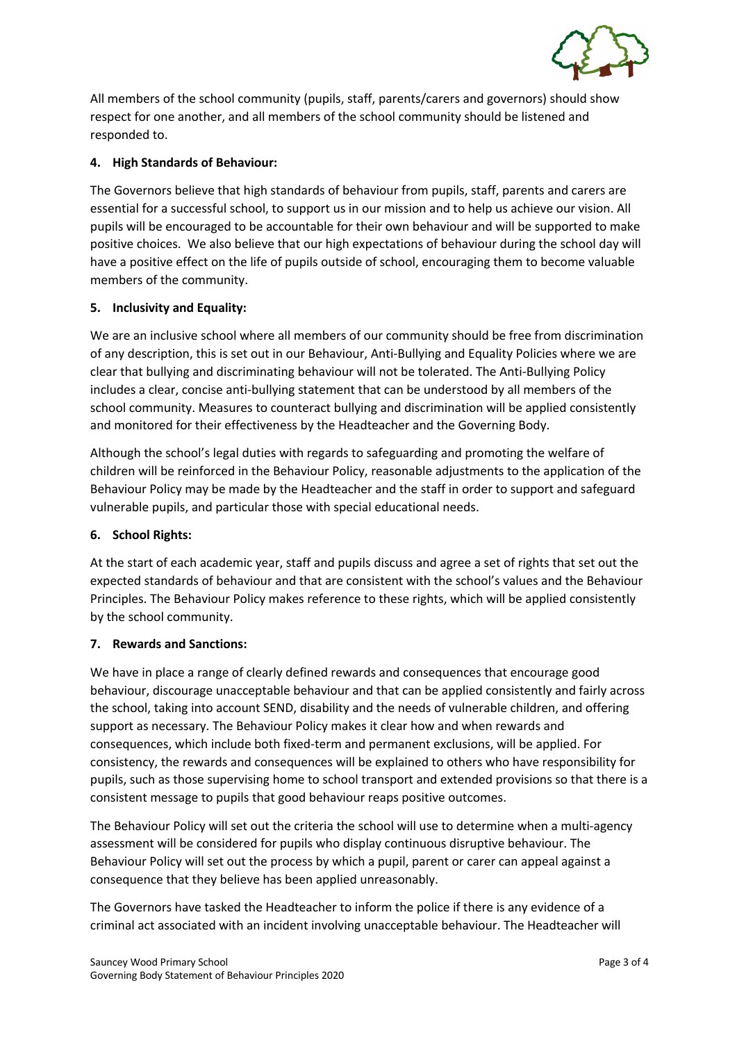All members of the school community (pupils, staff, parents/carers and governors) should show respect for one another, and all members of the school community should be listened and responded to.

### 4. High Standards of Behaviour:

The Governors believe that high standards of behaviour from pupils, staff, parents and carers are essential for a successful school, to support us in our mission and to help us achieve our vision. All pupils will be encouraged to be accountable for their own behaviour and will be supported to make positive choices. We also believe that our high expectations of behaviour during the school day will have a positive effect on the life of pupils outside of school, encouraging them to become valuable members of the community.

### 5. Inclusivity and Equality:

We are an inclusive school where all members of our community should be free from discrimination of any description, this is set out in our Behaviour, Anti-Bullying and Equality Policies where we are clear that bullying and discriminating behaviour will not be tolerated. The Anti-Bullying Policy includes a clear, concise anti-bullying statement that can be understood by all members of the school community. Measures to counteract bullying and discrimination will be applied consistently and monitored for their effectiveness by the Headteacher and the Governing Body.

Although the school's legal duties with regards to safeguarding and promoting the welfare of children will be reinforced in the Behaviour Policy, reasonable adjustments to the application of the Behaviour Policy may be made by the Headteacher and the staff in order to support and safeguard vulnerable pupils, and particular those with special educational needs.

### 6. School Rights:

At the start of each academic year, staff and pupils discuss and agree a set of rights that set out the expected standards of behaviour and that are consistent with the school's values and the Behaviour Principles. The Behaviour Policy makes reference to these rights, which will be applied consistently by the school community.

### 7. Rewards and Sanctions:

We have in place a range of clearly defined rewards and consequences that encourage good behaviour, discourage unacceptable behaviour and that can be applied consistently and fairly across the school, taking into account SEND, disability and the needs of vulnerable children, and offering support as necessary. The Behaviour Policy makes it clear how and when rewards and consequences, which include both fixed-term and permanent exclusions, will be applied. For consistency, the rewards and consequences will be explained to others who have responsibility for pupils, such as those supervising home to school transport and extended provisions so that there is a consistent message to pupils that good behaviour reaps positive outcomes.

The Behaviour Policy will set out the criteria the school will use to determine when a multi-agency assessment will be considered for pupils who display continuous disruptive behaviour. The Behaviour Policy will set out the process by which a pupil, parent or carer can appeal against a consequence that they believe has been applied unreasonably.

The Governors have tasked the Headteacher to inform the police if there is any evidence of a criminal act associated with an incident involving unacceptable behaviour. The Headteacher will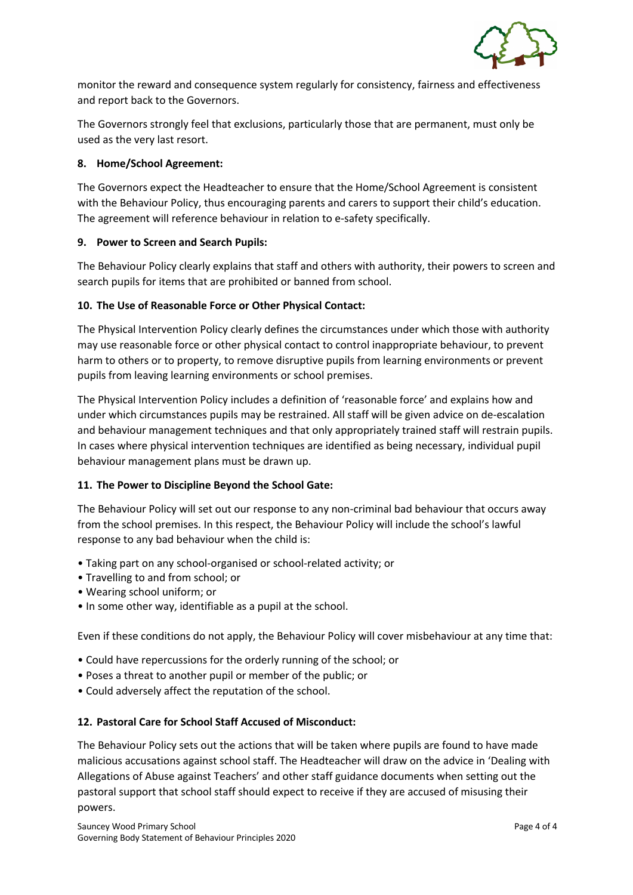monitor the reward and consequence system regularly for consistency, fairness and effectiveness and report back to the Governors.

The Governors strongly feel that exclusions, particularly those that are permanent, must only be used as the very last resort.

### 8. Home/School Agreement:

The Governors expect the Headteacher to ensure that the Home/School Agreement is consistent with the Behaviour Policy, thus encouraging parents and carers to support their child's education. The agreement will reference behaviour in relation to e-safety specifically.

### 9. Power to Screen and Search Pupils:

The Behaviour Policy clearly explains that staff and others with authority, their powers to screen and search pupils for items that are prohibited or banned from school.

### 10. The Use of Reasonable Force or Other Physical Contact:

The Physical Intervention Policy clearly defines the circumstances under which those with authority may use reasonable force or other physical contact to control inappropriate behaviour, to prevent harm to others or to property, to remove disruptive pupils from learning environments or prevent pupils from leaving learning environments or school premises.

The Physical Intervention Policy includes a definition of 'reasonable force' and explains how and under which circumstances pupils may be restrained. All staff will be given advice on de-escalation and behaviour management techniques and that only appropriately trained staff will restrain pupils. In cases where physical intervention techniques are identified as being necessary, individual pupil behaviour management plans must be drawn up.

### 11. The Power to Discipline Beyond the School Gate:

The Behaviour Policy will set out our response to any non-criminal bad behaviour that occurs away from the school premises. In this respect, the Behaviour Policy will include the school's lawful response to any bad behaviour when the child is:

- Taking part on any school-organised or school-related activity; or
- Travelling to and from school; or
- Wearing school uniform; or
- In some other way, identifiable as a pupil at the school.

Even if these conditions do not apply, the Behaviour Policy will cover misbehaviour at any time that:

- Could have repercussions for the orderly running of the school; or
- Poses a threat to another pupil or member of the public; or
- Could adversely affect the reputation of the school.

### 12. Pastoral Care for School Staff Accused of Misconduct:

The Behaviour Policy sets out the actions that will be taken where pupils are found to have made malicious accusations against school staff. The Headteacher will draw on the advice in 'Dealing with Allegations of Abuse against Teachers' and other staff guidance documents when setting out the pastoral support that school staff should expect to receive if they are accused of misusing their powers.